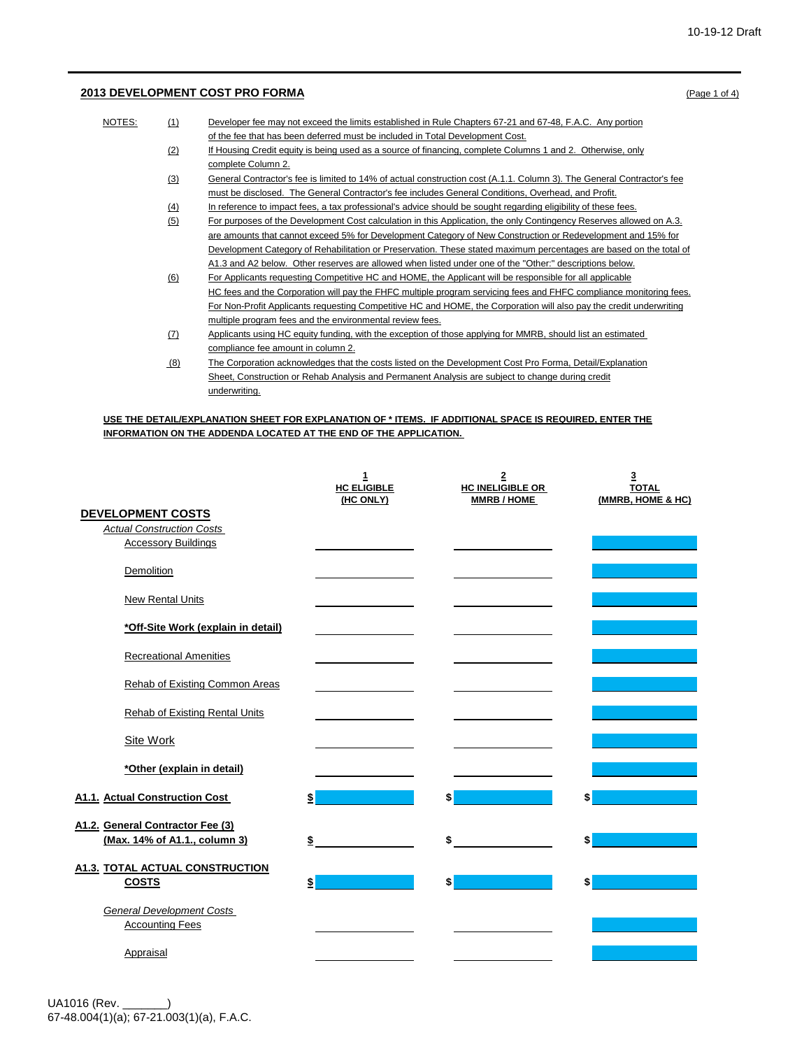10-19-12 Draft

## 2013 DEVELOPMENT COST PRO FORMA

(Page 1 of 4)

NOTES:

(1) Developer fee may not exceed the limits established in Rule Chapters 67-21 and 67-48, F.A.C. Any portion of the fee that has been deferred must be included in Total Development Cost.

(2) If Housing Credit equity is being used as a source of financing, complete Columns 1 and 2. Otherwise, only complete Column 2.

(3) General Contractor's fee is limited to 14% of actual construction cost (A.1.1. Column 3). The General Contractor's fee must be disclosed. The General Contractor's fee includes General Conditions, Overhead, and Profit.

(4) In reference to impact fees, a tax professional's advice should be sought regarding eligibility of these fees.

(5) For purposes of the Development Cost calculation in this Application, the only Contingency Reserves allowed on A.3. are amounts that cannot exceed 5% for Development Category of New Construction or Redevelopment and 15% for Development Category of Rehabilitation or Preservation. These stated maximum percentages are based on the total of A1.3 and A2 below. Other reserves are allowed when listed under one of the "Other:" descriptions below.

(6) For Applicants requesting Competitive HC and HOME, the Applicant will be responsible for all applicable HC fees and the Corporation will pay the FHFC multiple program servicing fees and FHFC compliance monitoring fees. For Non-Profit Applicants requesting Competitive HC and HOME, the Corporation will also pay the credit underwriting multiple program fees and the environmental review fees.

(7) Applicants using HC equity funding, with the exception of those applying for MMRB, should list an estimated compliance fee amount in column 2.

(8) The Corporation acknowledges that the costs listed on the Development Cost Pro Forma, Detail/Explanation Sheet, Construction or Rehab Analysis and Permanent Analysis are subject to change during credit underwriting.

**USE THE DETAIL/EXPLANATION SHEET FOR EXPLANATION OF * ITEMS. IF ADDITIONAL SPACE IS REQUIRED, ENTER THE INFORMATION ON THE ADDENDA LOCATED AT THE END OF THE APPLICATION.**

| | 1<br>HC ELIGIBLE<br>(HC ONLY) | 2<br>HC INELIGIBLE OR<br>MMRB / HOME | 3<br>TOTAL<br>(MMRB, HOME & HC) |
|---|---|---|---|
| **DEVELOPMENT COSTS** | | | |
| *Actual Construction Costs* | | | |
| Accessory Buildings | | | |
| Demolition | | | |
| New Rental Units | | | |
| **\*Off-Site Work (explain in detail)** | | | |
| Recreational Amenities | | | |
| Rehab of Existing Common Areas | | | |
| Rehab of Existing Rental Units | | | |
| Site Work | | | |
| **\*Other (explain in detail)** | | | |
| **A1.1. Actual Construction Cost** | $ | $ | $ |
| **A1.2. General Contractor Fee (3) (Max. 14% of A1.1., column 3)** | $ | $ | $ |
| **A1.3. TOTAL ACTUAL CONSTRUCTION COSTS** | $ | $ | $ |
| *General Development Costs* | | | |
| Accounting Fees | | | |
| Appraisal | | | |

UA1016 (Rev. _______)
67-48.004(1)(a); 67-21.003(1)(a), F.A.C.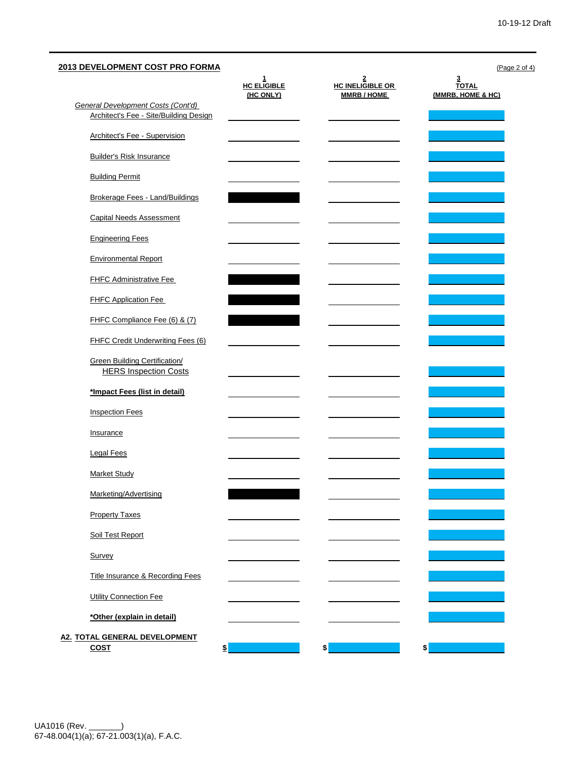## 2013 DEVELOPMENT COST PRO FORMA

(Page 2 of 4)

| | 1 HC ELIGIBLE (HC ONLY) | 2 HC INELIGIBLE OR MMRB / HOME | 3 TOTAL (MMRB, HOME & HC) |
|---|---|---|---|
| *General Development Costs (Cont'd)* | | | |
| Architect's Fee - Site/Building Design | | | |
| Architect's Fee - Supervision | | | |
| Builder's Risk Insurance | | | |
| Building Permit | | | |
| Brokerage Fees - Land/Buildings | | | |
| Capital Needs Assessment | | | |
| Engineering Fees | | | |
| Environmental Report | | | |
| FHFC Administrative Fee | | | |
| FHFC Application Fee | | | |
| FHFC Compliance Fee (6) & (7) | | | |
| FHFC Credit Underwriting Fees (6) | | | |
| Green Building Certification/ HERS Inspection Costs | | | |
| **\*Impact Fees (list in detail)** | | | |
| Inspection Fees | | | |
| Insurance | | | |
| Legal Fees | | | |
| Market Study | | | |
| Marketing/Advertising | | | |
| Property Taxes | | | |
| Soil Test Report | | | |
| Survey | | | |
| Title Insurance & Recording Fees | | | |
| Utility Connection Fee | | | |
| **\*Other (explain in detail)** | | | |
| **A2. TOTAL GENERAL DEVELOPMENT COST** | $ | $ | $ |

UA1016 (Rev. _______)
67-48.004(1)(a); 67-21.003(1)(a), F.A.C.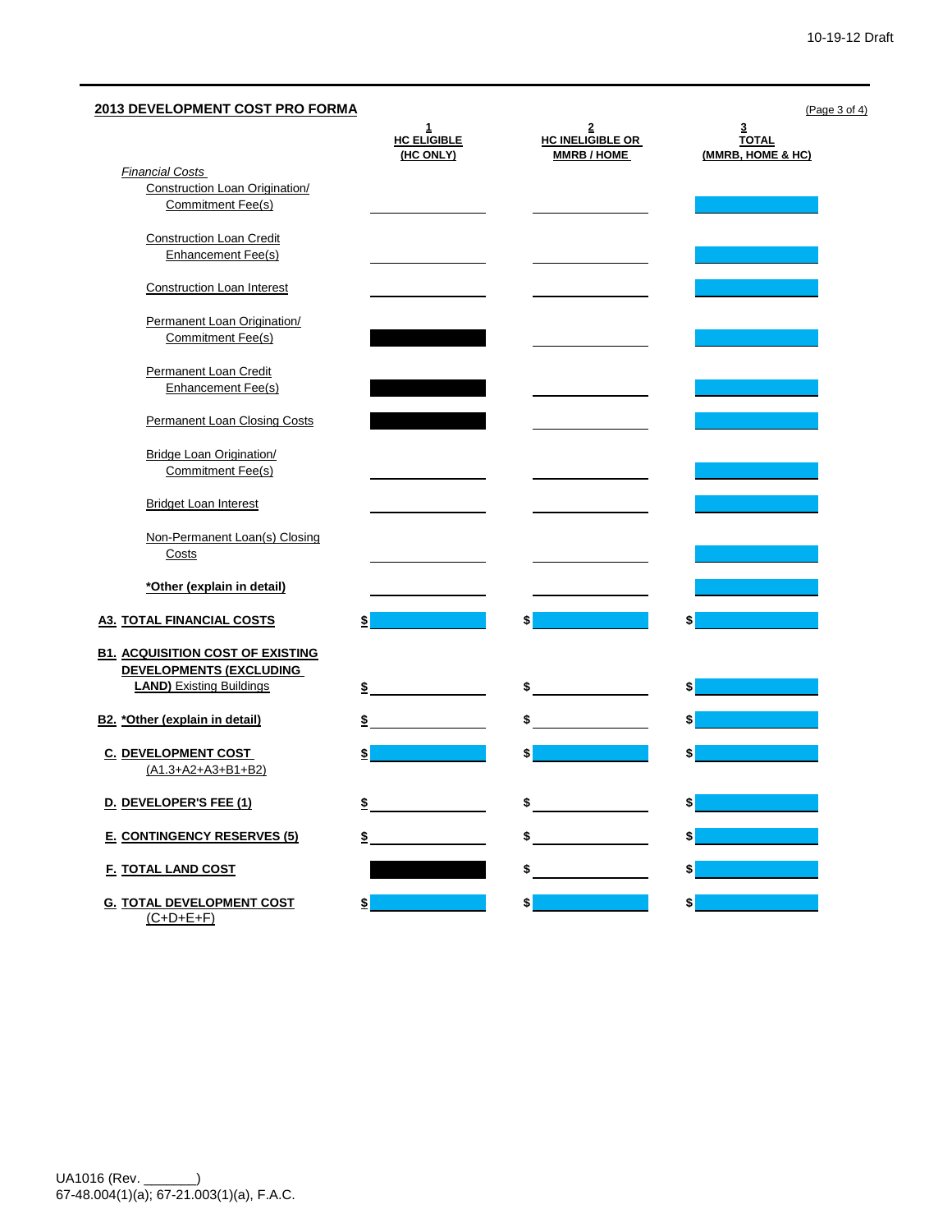10-19-12 Draft

## 2013 DEVELOPMENT COST PRO FORMA

(Page 3 of 4)

| | 1<br>HC ELIGIBLE<br>(HC ONLY) | 2<br>HC INELIGIBLE OR<br>MMRB / HOME | 3<br>TOTAL<br>(MMRB, HOME & HC) |
|---|---|---|---|
| *Financial Costs* | | | |
| Construction Loan Origination/ Commitment Fee(s) | | | |
| Construction Loan Credit Enhancement Fee(s) | | | |
| Construction Loan Interest | | | |
| Permanent Loan Origination/ Commitment Fee(s) | | | |
| Permanent Loan Credit Enhancement Fee(s) | | | |
| Permanent Loan Closing Costs | | | |
| Bridge Loan Origination/ Commitment Fee(s) | | | |
| Bridget Loan Interest | | | |
| Non-Permanent Loan(s) Closing Costs | | | |
| **\*Other (explain in detail)** | | | |
| **A3. TOTAL FINANCIAL COSTS** | $ | $ | $ |
| **B1. ACQUISITION COST OF EXISTING DEVELOPMENTS (EXCLUDING LAND)** Existing Buildings | $ | $ | $ |
| **B2. \*Other (explain in detail)** | $ | $ | $ |
| **C. DEVELOPMENT COST** (A1.3+A2+A3+B1+B2) | $ | $ | $ |
| **D. DEVELOPER'S FEE (1)** | $ | $ | $ |
| **E. CONTINGENCY RESERVES (5)** | $ | $ | $ |
| **F. TOTAL LAND COST** | | $ | $ |
| **G. TOTAL DEVELOPMENT COST** (C+D+E+F) | $ | $ | $ |

UA1016 (Rev. _______)
67-48.004(1)(a); 67-21.003(1)(a), F.A.C.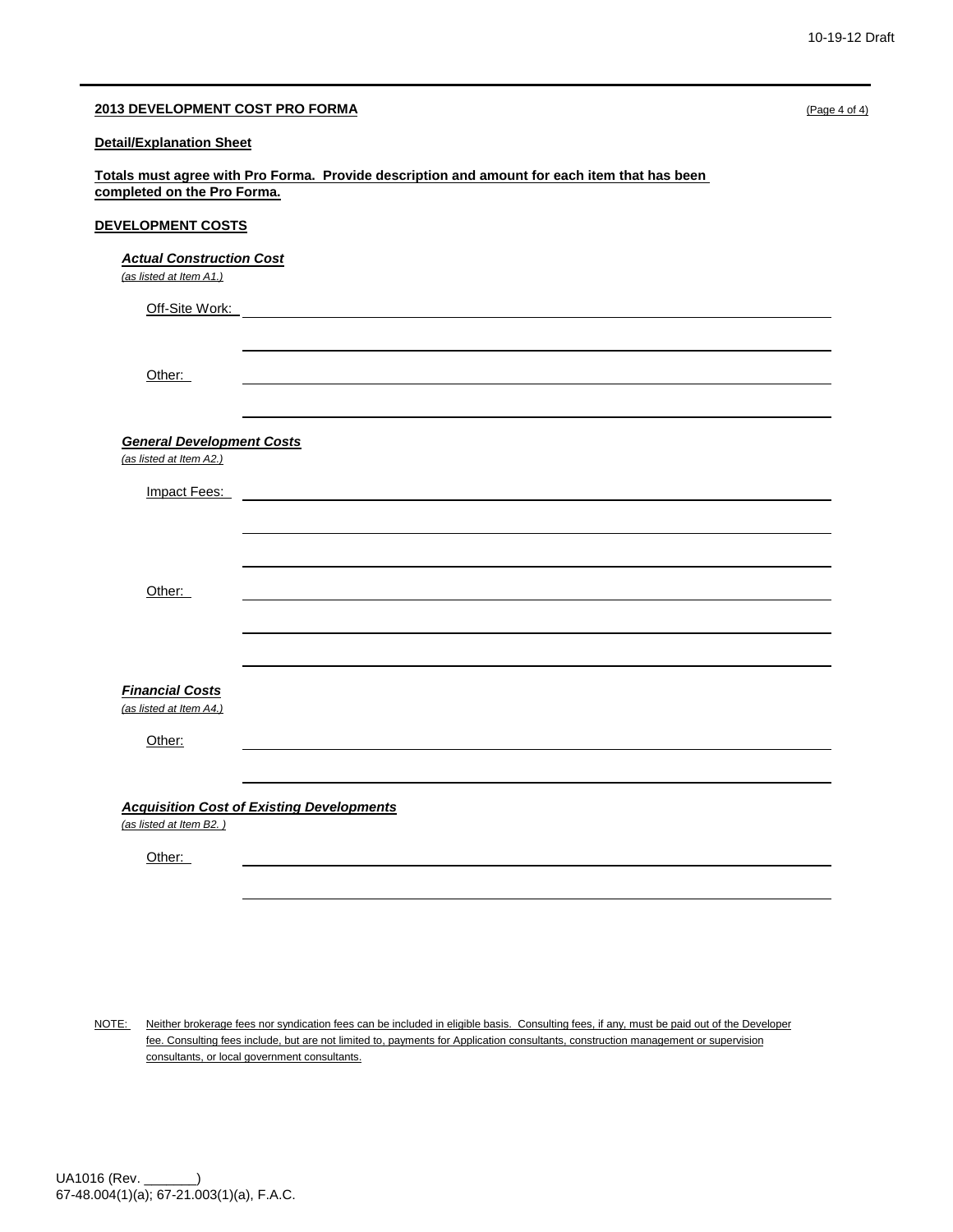**2013 DEVELOPMENT COST PRO FORMA** (Page 4 of 4)

**Detail/Explanation Sheet**

**Totals must agree with Pro Forma. Provide description and amount for each item that has been completed on the Pro Forma.**

**DEVELOPMENT COSTS**

***Actual Construction Cost***

*(as listed at Item A1.)*

Off-Site Work: ______________________________

______________________________

Other: ______________________________

______________________________

***General Development Costs***

*(as listed at Item A2.)*

Impact Fees: ______________________________

______________________________

______________________________

Other: ______________________________

______________________________

______________________________

***Financial Costs***

*(as listed at Item A4.)*

Other: ______________________________

______________________________

***Acquisition Cost of Existing Developments***

*(as listed at Item B2. )*

Other: ______________________________

______________________________

NOTE: Neither brokerage fees nor syndication fees can be included in eligible basis. Consulting fees, if any, must be paid out of the Developer fee. Consulting fees include, but are not limited to, payments for Application consultants, construction management or supervision consultants, or local government consultants.

UA1016 (Rev. _______)
67-48.004(1)(a); 67-21.003(1)(a), F.A.C.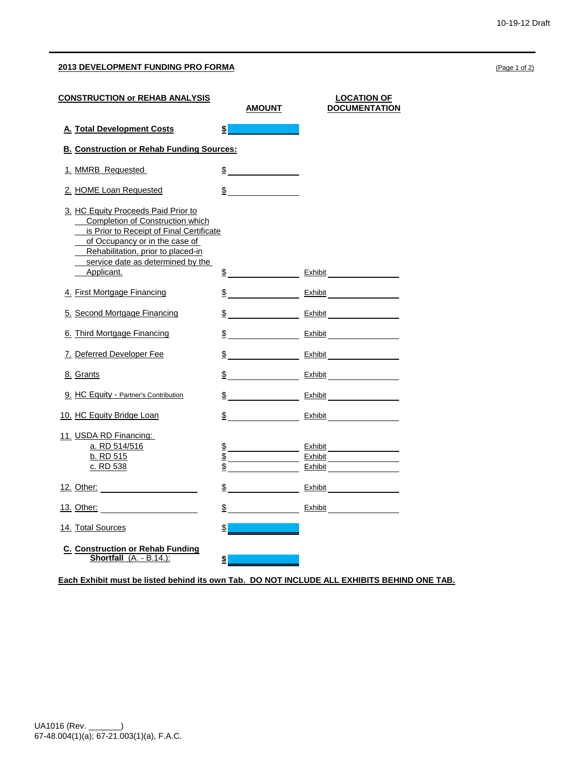10-19-12 Draft

## 2013 DEVELOPMENT FUNDING PRO FORMA

(Page 1 of 2)

| CONSTRUCTION or REHAB ANALYSIS | AMOUNT | LOCATION OF DOCUMENTATION |
|---|---|---|
| **A. Total Development Costs** | **$** | |
| **B. Construction or Rehab Funding Sources:** | | |
| 1. MMRB Requested | $ | |
| 2. HOME Loan Requested | $ | |
| 3. HC Equity Proceeds Paid Prior to Completion of Construction which is Prior to Receipt of Final Certificate of Occupancy or in the case of Rehabilitation, prior to placed-in service date as determined by the Applicant. | $ | Exhibit |
| 4. First Mortgage Financing | $ | Exhibit |
| 5. Second Mortgage Financing | $ | Exhibit |
| 6. Third Mortgage Financing | $ | Exhibit |
| 7. Deferred Developer Fee | $ | Exhibit |
| 8. Grants | $ | Exhibit |
| 9. HC Equity - Partner's Contribution | $ | Exhibit |
| 10. HC Equity Bridge Loan | $ | Exhibit |
| 11. USDA RD Financing: | | |
| a. RD 514/516 | $ | Exhibit |
| b. RD 515 | $ | Exhibit |
| c. RD 538 | $ | Exhibit |
| 12. Other: | $ | Exhibit |
| 13. Other: | $ | Exhibit |
| 14. Total Sources | $ | |
| **C. Construction or Rehab Funding Shortfall** (A. - B.14.): | **$** | |

**Each Exhibit must be listed behind its own Tab. DO NOT INCLUDE ALL EXHIBITS BEHIND ONE TAB.**

UA1016 (Rev. _______)
67-48.004(1)(a); 67-21.003(1)(a), F.A.C.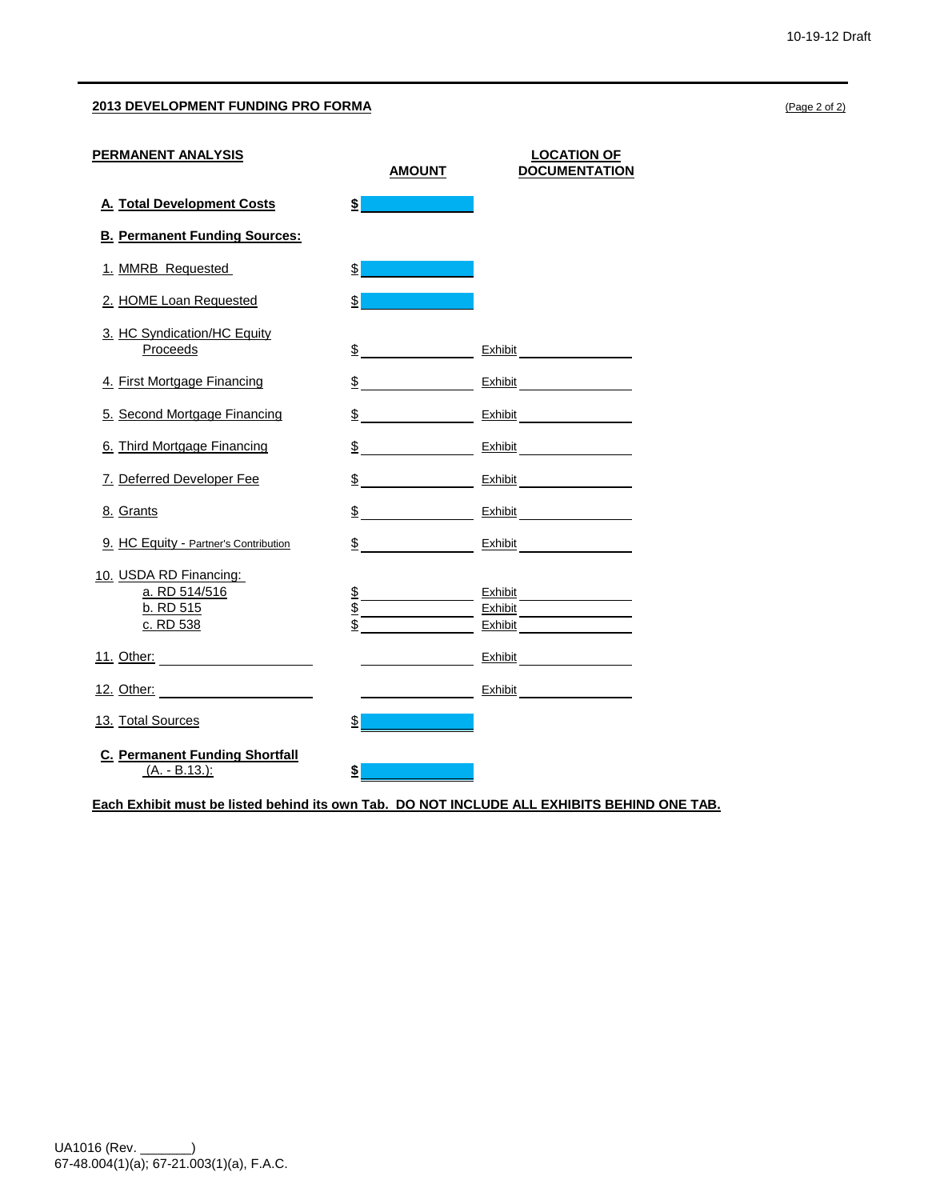**2013 DEVELOPMENT FUNDING PRO FORMA**

(Page 2 of 2)

| PERMANENT ANALYSIS | AMOUNT | LOCATION OF DOCUMENTATION |
|---|---|---|
| **A. Total Development Costs** | $ | |
| **B. Permanent Funding Sources:** | | |
| 1. MMRB Requested | $ | |
| 2. HOME Loan Requested | $ | |
| 3. HC Syndication/HC Equity Proceeds | $ | Exhibit |
| 4. First Mortgage Financing | $ | Exhibit |
| 5. Second Mortgage Financing | $ | Exhibit |
| 6. Third Mortgage Financing | $ | Exhibit |
| 7. Deferred Developer Fee | $ | Exhibit |
| 8. Grants | $ | Exhibit |
| 9. HC Equity - Partner's Contribution | $ | Exhibit |
| 10. USDA RD Financing: | | |
| a. RD 514/516 | $ | Exhibit |
| b. RD 515 | $ | Exhibit |
| c. RD 538 | $ | Exhibit |
| 11. Other: | | Exhibit |
| 12. Other: | | Exhibit |
| 13. Total Sources | $ | |
| **C. Permanent Funding Shortfall** (A. - B.13.): | $ | |

**Each Exhibit must be listed behind its own Tab. DO NOT INCLUDE ALL EXHIBITS BEHIND ONE TAB.**

UA1016 (Rev. _______)
67-48.004(1)(a); 67-21.003(1)(a), F.A.C.